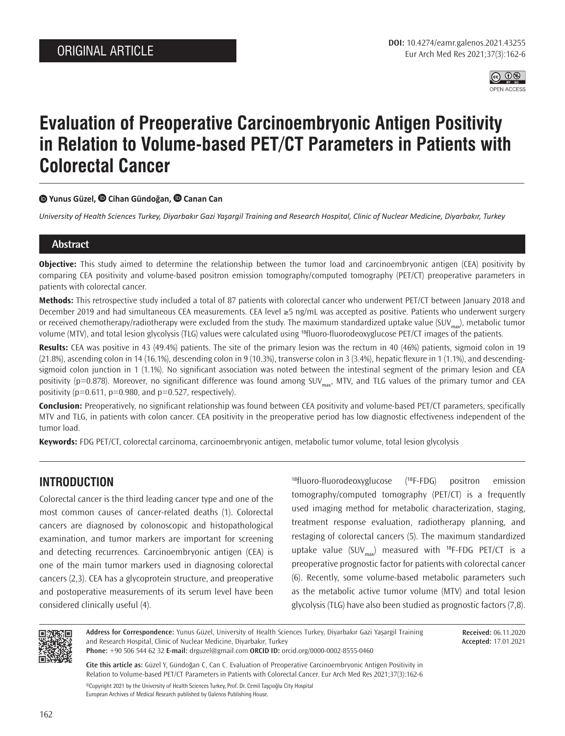ORIGINAL ARTICLE

**DOI:** 10.4274/eamr.galenos.2021.43255

# Evaluation of Preoperative Carcinoembryonic Antigen Positivity in Relation to Volume-based PET/CT Parameters in Patients with Colorectal Cancer

**Yunus Güzel, Cihan Gündoğan, Canan Can**

*University of Health Sciences Turkey, Diyarbakır Gazi Yaşargil Training and Research Hospital, Clinic of Nuclear Medicine, Diyarbakır, Turkey*

## Abstract

**Objective:** This study aimed to determine the relationship between the tumor load and carcinoembryonic antigen (CEA) positivity by comparing CEA positivity and volume-based positron emission tomography/computed tomography (PET/CT) preoperative parameters in patients with colorectal cancer.

**Methods:** This retrospective study included a total of 87 patients with colorectal cancer who underwent PET/CT between January 2018 and December 2019 and had simultaneous CEA measurements. CEA level ≥5 ng/mL was accepted as positive. Patients who underwent surgery or received chemotherapy/radiotherapy were excluded from the study. The maximum standardized uptake value ($SUV_{max}$), metabolic tumor volume (MTV), and total lesion glycolysis (TLG) values were calculated using $^{18}$fluoro-fluorodeoxyglucose PET/CT images of the patients.

**Results:** CEA was positive in 43 (49.4%) patients. The site of the primary lesion was the rectum in 40 (46%) patients, sigmoid colon in 19 (21.8%), ascending colon in 14 (16.1%), descending colon in 9 (10.3%), transverse colon in 3 (3.4%), hepatic flexure in 1 (1.1%), and descending-sigmoid colon junction in 1 (1.1%). No significant association was noted between the intestinal segment of the primary lesion and CEA positivity (p=0.878). Moreover, no significant difference was found among $SUV_{max}$, MTV, and TLG values of the primary tumor and CEA positivity (p=0.611, p=0.980, and p=0.527, respectively).

**Conclusion:** Preoperatively, no significant relationship was found between CEA positivity and volume-based PET/CT parameters, specifically MTV and TLG, in patients with colon cancer. CEA positivity in the preoperative period has low diagnostic effectiveness independent of the tumor load.

**Keywords:** FDG PET/CT, colorectal carcinoma, carcinoembryonic antigen, metabolic tumor volume, total lesion glycolysis

## INTRODUCTION

Colorectal cancer is the third leading cancer type and one of the most common causes of cancer-related deaths (1). Colorectal cancers are diagnosed by colonoscopic and histopathological examination, and tumor markers are important for screening and detecting recurrences. Carcinoembryonic antigen (CEA) is one of the main tumor markers used in diagnosing colorectal cancers (2,3). CEA has a glycoprotein structure, and preoperative and postoperative measurements of its serum level have been considered clinically useful (4).

$^{18}$fluoro-fluorodeoxyglucose ($^{18}$F-FDG) positron emission tomography/computed tomography (PET/CT) is a frequently used imaging method for metabolic characterization, staging, treatment response evaluation, radiotherapy planning, and restaging of colorectal cancers (5). The maximum standardized uptake value ($SUV_{max}$) measured with $^{18}$F-FDG PET/CT is a preoperative prognostic factor for patients with colorectal cancer (6). Recently, some volume-based metabolic parameters such as the metabolic active tumor volume (MTV) and total lesion glycolysis (TLG) have also been studied as prognostic factors (7,8).

**Address for Correspondence:** Yunus Güzel, University of Health Sciences Turkey, Diyarbakır Gazi Yaşargil Training and Research Hospital, Clinic of Nuclear Medicine, Diyarbakır, Turkey
**Phone:** +90 506 544 62 32 **E-mail:** drguzel@gmail.com **ORCID ID:** orcid.org/0000-0002-8555-0460

**Received:** 06.11.2020
**Accepted:** 17.01.2021

**Cite this article as:** Güzel Y, Gündoğan C, Can C. Evaluation of Preoperative Carcinoembryonic Antigen Positivity in Relation to Volume-based PET/CT Parameters in Patients with Colorectal Cancer. Eur Arch Med Res 2021;37(3):162-6

©Copyright 2021 by the University of Health Sciences Turkey, Prof. Dr. Cemil Taşçıoğlu City Hospital
European Archives of Medical Research published by Galenos Publishing House.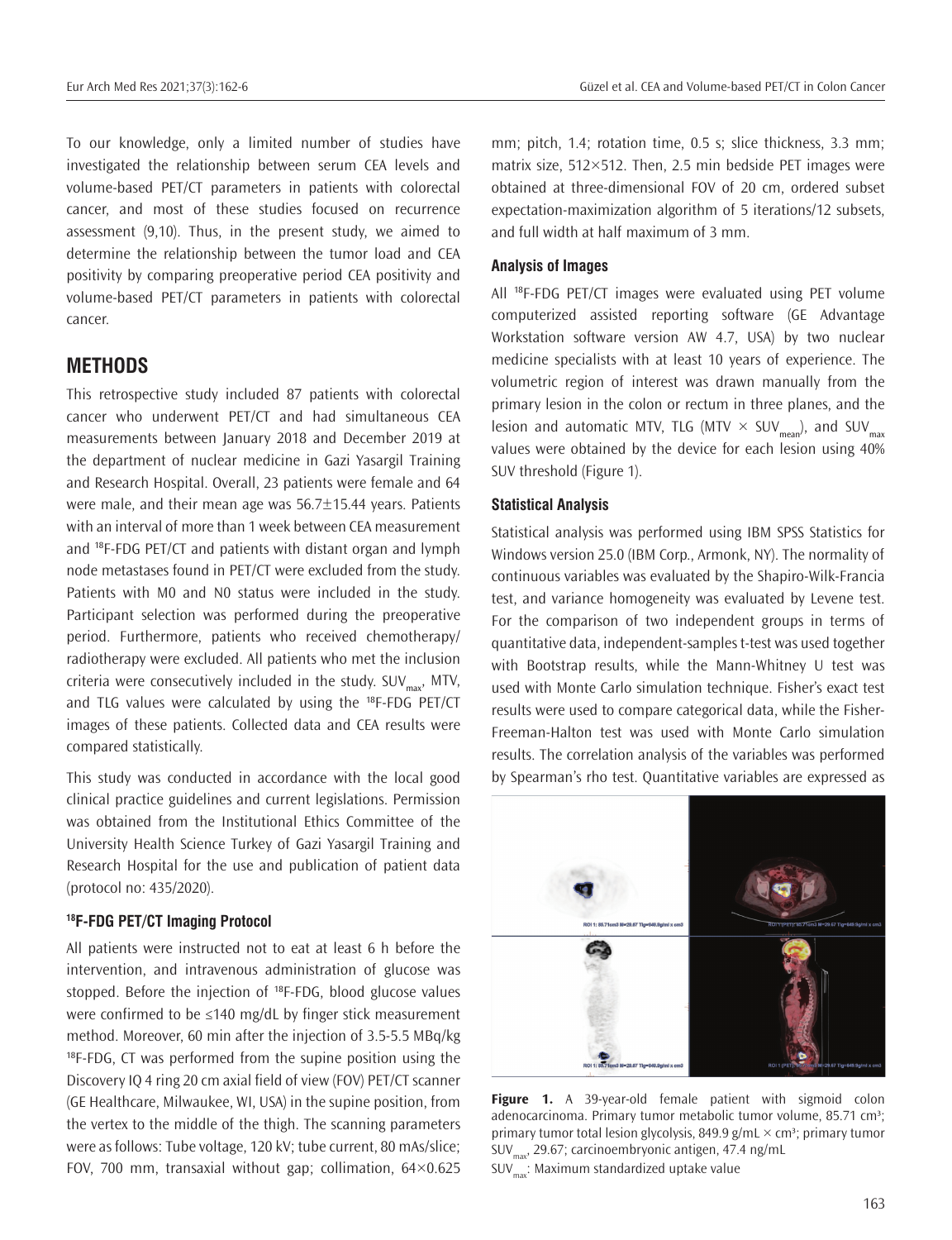To our knowledge, only a limited number of studies have investigated the relationship between serum CEA levels and volume-based PET/CT parameters in patients with colorectal cancer, and most of these studies focused on recurrence assessment (9,10). Thus, in the present study, we aimed to determine the relationship between the tumor load and CEA positivity by comparing preoperative period CEA positivity and volume-based PET/CT parameters in patients with colorectal cancer.

## METHODS

This retrospective study included 87 patients with colorectal cancer who underwent PET/CT and had simultaneous CEA measurements between January 2018 and December 2019 at the department of nuclear medicine in Gazi Yasargil Training and Research Hospital. Overall, 23 patients were female and 64 were male, and their mean age was 56.7±15.44 years. Patients with an interval of more than 1 week between CEA measurement and $^{18}$F-FDG PET/CT and patients with distant organ and lymph node metastases found in PET/CT were excluded from the study. Patients with M0 and N0 status were included in the study. Participant selection was performed during the preoperative period. Furthermore, patients who received chemotherapy/radiotherapy were excluded. All patients who met the inclusion criteria were consecutively included in the study. $SUV_{max}$, MTV, and TLG values were calculated by using the $^{18}$F-FDG PET/CT images of these patients. Collected data and CEA results were compared statistically.

This study was conducted in accordance with the local good clinical practice guidelines and current legislations. Permission was obtained from the Institutional Ethics Committee of the University Health Science Turkey of Gazi Yasargil Training and Research Hospital for the use and publication of patient data (protocol no: 435/2020).

### $^{18}$F-FDG PET/CT Imaging Protocol

All patients were instructed not to eat at least 6 h before the intervention, and intravenous administration of glucose was stopped. Before the injection of $^{18}$F-FDG, blood glucose values were confirmed to be ≤140 mg/dL by finger stick measurement method. Moreover, 60 min after the injection of 3.5-5.5 MBq/kg $^{18}$F-FDG, CT was performed from the supine position using the Discovery IQ 4 ring 20 cm axial field of view (FOV) PET/CT scanner (GE Healthcare, Milwaukee, WI, USA) in the supine position, from the vertex to the middle of the thigh. The scanning parameters were as follows: Tube voltage, 120 kV; tube current, 80 mAs/slice; FOV, 700 mm, transaxial without gap; collimation, 64×0.625 mm; pitch, 1.4; rotation time, 0.5 s; slice thickness, 3.3 mm; matrix size, 512×512. Then, 2.5 min bedside PET images were obtained at three-dimensional FOV of 20 cm, ordered subset expectation-maximization algorithm of 5 iterations/12 subsets, and full width at half maximum of 3 mm.

### Analysis of Images

All $^{18}$F-FDG PET/CT images were evaluated using PET volume computerized assisted reporting software (GE Advantage Workstation software version AW 4.7, USA) by two nuclear medicine specialists with at least 10 years of experience. The volumetric region of interest was drawn manually from the primary lesion in the colon or rectum in three planes, and the lesion and automatic MTV, TLG (MTV × $SUV_{mean}$), and $SUV_{max}$ values were obtained by the device for each lesion using 40% SUV threshold (Figure 1).

### Statistical Analysis

Statistical analysis was performed using IBM SPSS Statistics for Windows version 25.0 (IBM Corp., Armonk, NY). The normality of continuous variables was evaluated by the Shapiro-Wilk-Francia test, and variance homogeneity was evaluated by Levene test. For the comparison of two independent groups in terms of quantitative data, independent-samples t-test was used together with Bootstrap results, while the Mann-Whitney U test was used with Monte Carlo simulation technique. Fisher's exact test results were used to compare categorical data, while the Fisher-Freeman-Halton test was used with Monte Carlo simulation results. The correlation analysis of the variables was performed by Spearman's rho test. Quantitative variables are expressed as

**Figure 1.** A 39-year-old female patient with sigmoid colon adenocarcinoma. Primary tumor metabolic tumor volume, 85.71 cm³; primary tumor total lesion glycolysis, 849.9 g/mL × cm³; primary tumor $SUV_{max}$, 29.67; carcinoembryonic antigen, 47.4 ng/mL
$SUV_{max}$: Maximum standardized uptake value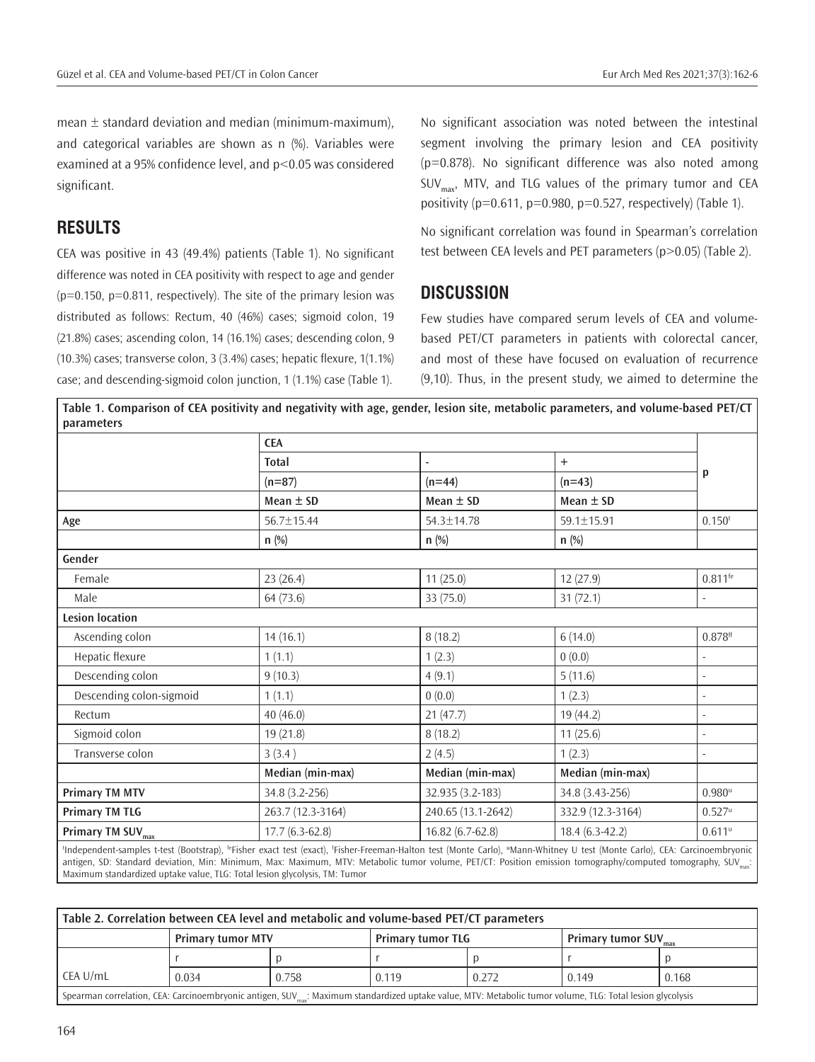mean ± standard deviation and median (minimum-maximum), and categorical variables are shown as n (%). Variables were examined at a 95% confidence level, and p<0.05 was considered significant.

## RESULTS

CEA was positive in 43 (49.4%) patients (Table 1). No significant difference was noted in CEA positivity with respect to age and gender (p=0.150, p=0.811, respectively). The site of the primary lesion was distributed as follows: Rectum, 40 (46%) cases; sigmoid colon, 19 (21.8%) cases; ascending colon, 14 (16.1%) cases; descending colon, 9 (10.3%) cases; transverse colon, 3 (3.4%) cases; hepatic flexure, 1(1.1%) case; and descending-sigmoid colon junction, 1 (1.1%) case (Table 1).

No significant association was noted between the intestinal segment involving the primary lesion and CEA positivity (p=0.878). No significant difference was also noted among $SUV_{max}$, MTV, and TLG values of the primary tumor and CEA positivity (p=0.611, p=0.980, p=0.527, respectively) (Table 1).

No significant correlation was found in Spearman's correlation test between CEA levels and PET parameters (p>0.05) (Table 2).

## DISCUSSION

Few studies have compared serum levels of CEA and volume-based PET/CT parameters in patients with colorectal cancer, and most of these have focused on evaluation of recurrence (9,10). Thus, in the present study, we aimed to determine the

**Table 1. Comparison of CEA positivity and negativity with age, gender, lesion site, metabolic parameters, and volume-based PET/CT parameters**

| | CEA | | | p |
|---|---|---|---|---|
| | Total | - | + | |
| | (n=87) | (n=44) | (n=43) | |
| | Mean ± SD | Mean ± SD | Mean ± SD | |
| Age | 56.7±15.44 | 54.3±14.78 | 59.1±15.91 | 0.150[t] |
| | n (%) | n (%) | n (%) | |
| **Gender** | | | | |
| Female | 23 (26.4) | 11 (25.0) | 12 (27.9) | 0.811[fe] |
| Male | 64 (73.6) | 33 (75.0) | 31 (72.1) | - |
| **Lesion location** | | | | |
| Ascending colon | 14 (16.1) | 8 (18.2) | 6 (14.0) | 0.878[ff] |
| Hepatic flexure | 1 (1.1) | 1 (2.3) | 0 (0.0) | - |
| Descending colon | 9 (10.3) | 4 (9.1) | 5 (11.6) | - |
| Descending colon-sigmoid | 1 (1.1) | 0 (0.0) | 1 (2.3) | - |
| Rectum | 40 (46.0) | 21 (47.7) | 19 (44.2) | - |
| Sigmoid colon | 19 (21.8) | 8 (18.2) | 11 (25.6) | - |
| Transverse colon | 3 (3.4 ) | 2 (4.5) | 1 (2.3) | - |
| | Median (min-max) | Median (min-max) | Median (min-max) | |
| Primary TM MTV | 34.8 (3.2-256) | 32.935 (3.2-183) | 34.8 (3.43-256) | 0.980[u] |
| Primary TM TLG | 263.7 (12.3-3164) | 240.65 (13.1-2642) | 332.9 (12.3-3164) | 0.527[u] |
| Primary TM $SUV_{max}$ | 17.7 (6.3-62.8) | 16.82 (6.7-62.8) | 18.4 (6.3-42.2) | 0.611[u] |

[t]Independent-samples t-test (Bootstrap), [fe]Fisher exact test (exact), [f]Fisher-Freeman-Halton test (Monte Carlo), [u]Mann-Whitney U test (Monte Carlo), CEA: Carcinoembryonic antigen, SD: Standard deviation, Min: Minimum, Max: Maximum, MTV: Metabolic tumor volume, PET/CT: Position emission tomography/computed tomography, $SUV_{max}$: Maximum standardized uptake value, TLG: Total lesion glycolysis, TM: Tumor

**Table 2. Correlation between CEA level and metabolic and volume-based PET/CT parameters**

| | Primary tumor MTV | | Primary tumor TLG | | Primary tumor $SUV_{max}$ | |
|---|---|---|---|---|---|---|
| | r | p | r | p | r | p |
| CEA U/mL | 0.034 | 0.758 | 0.119 | 0.272 | 0.149 | 0.168 |

Spearman correlation, CEA: Carcinoembryonic antigen, $SUV_{max}$: Maximum standardized uptake value, MTV: Metabolic tumor volume, TLG: Total lesion glycolysis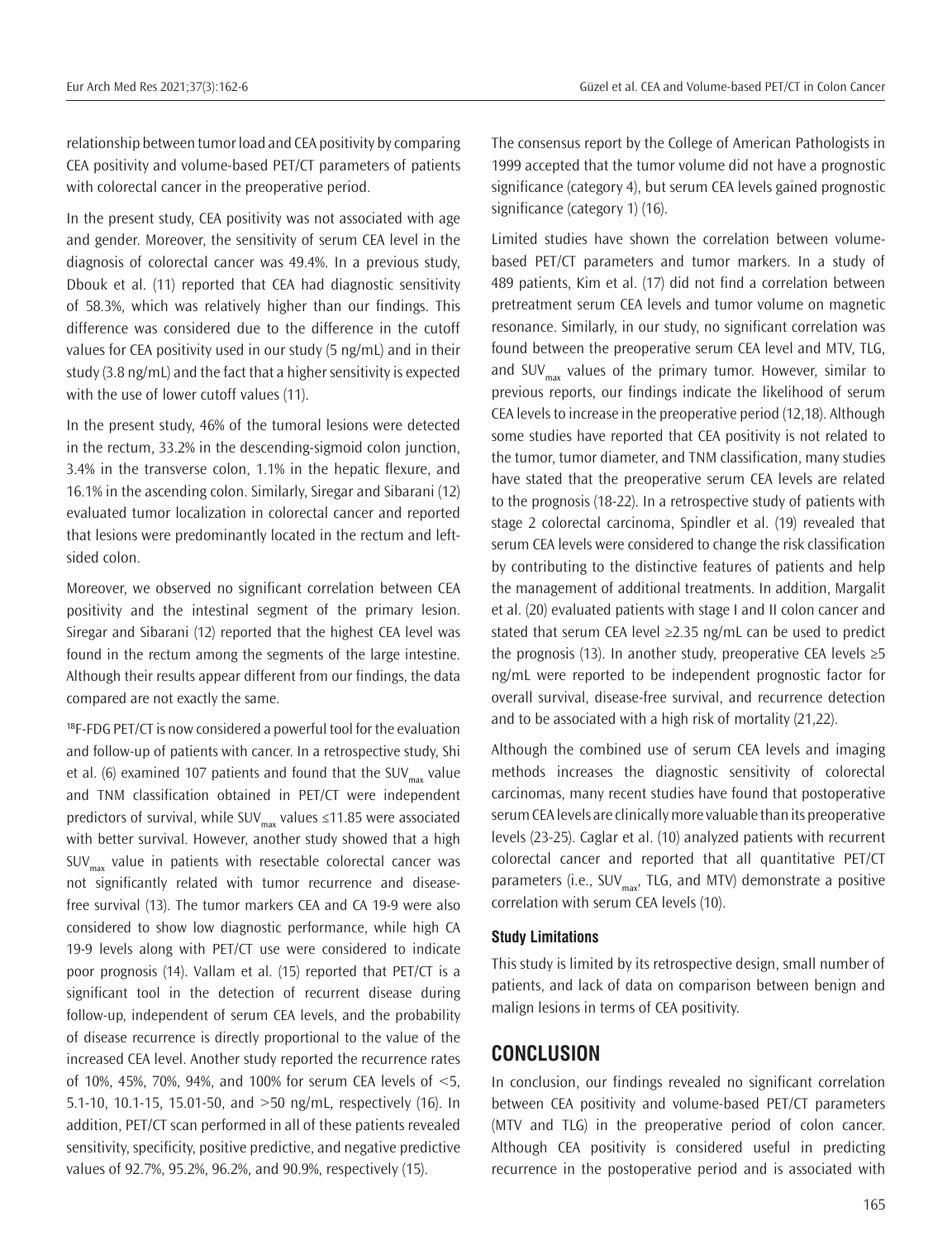relationship between tumor load and CEA positivity by comparing CEA positivity and volume-based PET/CT parameters of patients with colorectal cancer in the preoperative period.

In the present study, CEA positivity was not associated with age and gender. Moreover, the sensitivity of serum CEA level in the diagnosis of colorectal cancer was 49.4%. In a previous study, Dbouk et al. (11) reported that CEA had diagnostic sensitivity of 58.3%, which was relatively higher than our findings. This difference was considered due to the difference in the cutoff values for CEA positivity used in our study (5 ng/mL) and in their study (3.8 ng/mL) and the fact that a higher sensitivity is expected with the use of lower cutoff values (11).

In the present study, 46% of the tumoral lesions were detected in the rectum, 33.2% in the descending-sigmoid colon junction, 3.4% in the transverse colon, 1.1% in the hepatic flexure, and 16.1% in the ascending colon. Similarly, Siregar and Sibarani (12) evaluated tumor localization in colorectal cancer and reported that lesions were predominantly located in the rectum and left-sided colon.

Moreover, we observed no significant correlation between CEA positivity and the intestinal segment of the primary lesion. Siregar and Sibarani (12) reported that the highest CEA level was found in the rectum among the segments of the large intestine. Although their results appear different from our findings, the data compared are not exactly the same.

$^{18}$F-FDG PET/CT is now considered a powerful tool for the evaluation and follow-up of patients with cancer. In a retrospective study, Shi et al. (6) examined 107 patients and found that the $SUV_{max}$ value and TNM classification obtained in PET/CT were independent predictors of survival, while $SUV_{max}$ values ≤11.85 were associated with better survival. However, another study showed that a high $SUV_{max}$ value in patients with resectable colorectal cancer was not significantly related with tumor recurrence and disease-free survival (13). The tumor markers CEA and CA 19-9 were also considered to show low diagnostic performance, while high CA 19-9 levels along with PET/CT use were considered to indicate poor prognosis (14). Vallam et al. (15) reported that PET/CT is a significant tool in the detection of recurrent disease during follow-up, independent of serum CEA levels, and the probability of disease recurrence is directly proportional to the value of the increased CEA level. Another study reported the recurrence rates of 10%, 45%, 70%, 94%, and 100% for serum CEA levels of <5, 5.1-10, 10.1-15, 15.01-50, and >50 ng/mL, respectively (16). In addition, PET/CT scan performed in all of these patients revealed sensitivity, specificity, positive predictive, and negative predictive values of 92.7%, 95.2%, 96.2%, and 90.9%, respectively (15).

The consensus report by the College of American Pathologists in 1999 accepted that the tumor volume did not have a prognostic significance (category 4), but serum CEA levels gained prognostic significance (category 1) (16).

Limited studies have shown the correlation between volume-based PET/CT parameters and tumor markers. In a study of 489 patients, Kim et al. (17) did not find a correlation between pretreatment serum CEA levels and tumor volume on magnetic resonance. Similarly, in our study, no significant correlation was found between the preoperative serum CEA level and MTV, TLG, and $SUV_{max}$ values of the primary tumor. However, similar to previous reports, our findings indicate the likelihood of serum CEA levels to increase in the preoperative period (12,18). Although some studies have reported that CEA positivity is not related to the tumor, tumor diameter, and TNM classification, many studies have stated that the preoperative serum CEA levels are related to the prognosis (18-22). In a retrospective study of patients with stage 2 colorectal carcinoma, Spindler et al. (19) revealed that serum CEA levels were considered to change the risk classification by contributing to the distinctive features of patients and help the management of additional treatments. In addition, Margalit et al. (20) evaluated patients with stage I and II colon cancer and stated that serum CEA level ≥2.35 ng/mL can be used to predict the prognosis (13). In another study, preoperative CEA levels ≥5 ng/mL were reported to be independent prognostic factor for overall survival, disease-free survival, and recurrence detection and to be associated with a high risk of mortality (21,22).

Although the combined use of serum CEA levels and imaging methods increases the diagnostic sensitivity of colorectal carcinomas, many recent studies have found that postoperative serum CEA levels are clinically more valuable than its preoperative levels (23-25). Caglar et al. (10) analyzed patients with recurrent colorectal cancer and reported that all quantitative PET/CT parameters (i.e., $SUV_{max}$, TLG, and MTV) demonstrate a positive correlation with serum CEA levels (10).

### Study Limitations

This study is limited by its retrospective design, small number of patients, and lack of data on comparison between benign and malign lesions in terms of CEA positivity.

## CONCLUSION

In conclusion, our findings revealed no significant correlation between CEA positivity and volume-based PET/CT parameters (MTV and TLG) in the preoperative period of colon cancer. Although CEA positivity is considered useful in predicting recurrence in the postoperative period and is associated with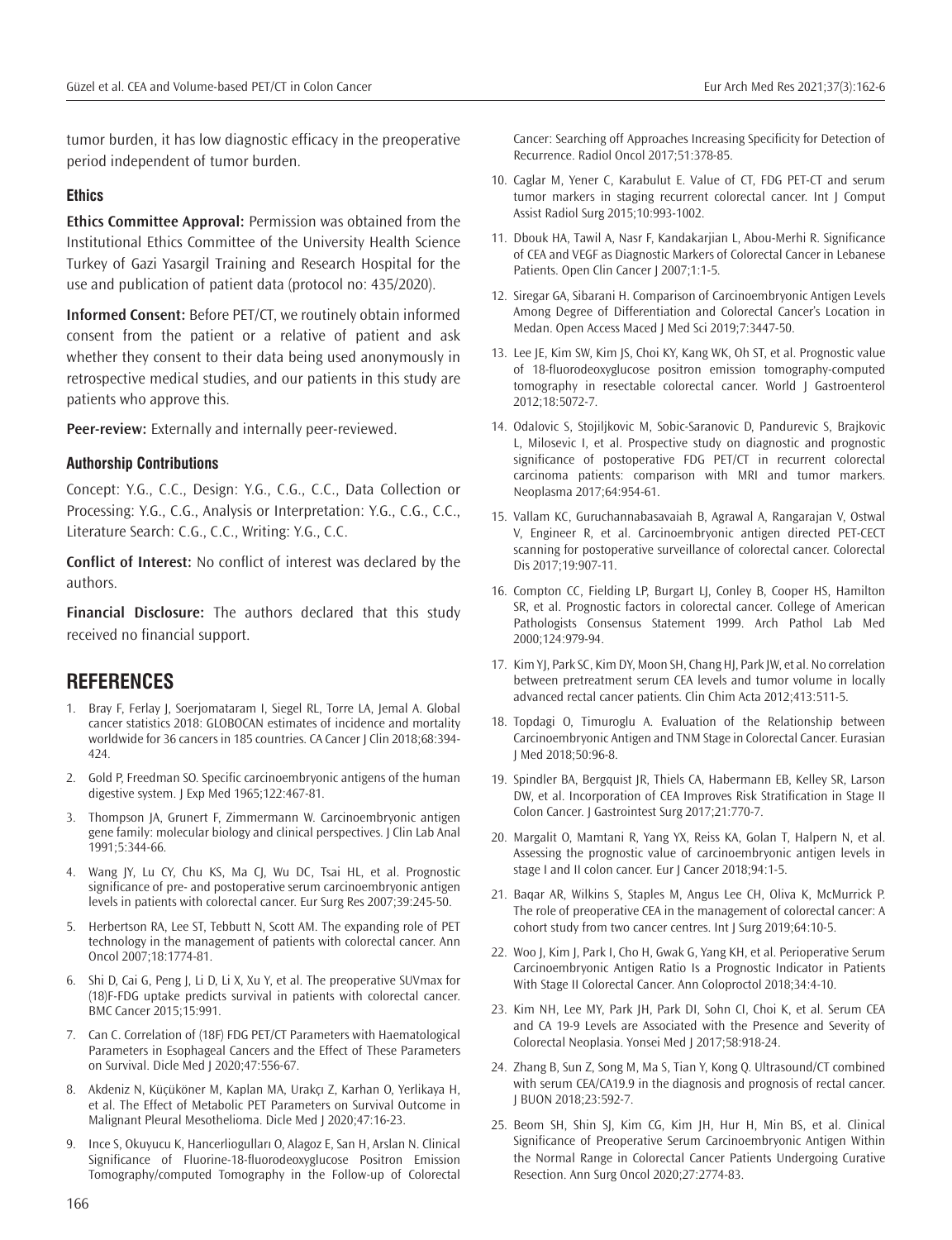tumor burden, it has low diagnostic efficacy in the preoperative period independent of tumor burden.

### Ethics

**Ethics Committee Approval:** Permission was obtained from the Institutional Ethics Committee of the University Health Science Turkey of Gazi Yasargil Training and Research Hospital for the use and publication of patient data (protocol no: 435/2020).

**Informed Consent:** Before PET/CT, we routinely obtain informed consent from the patient or a relative of patient and ask whether they consent to their data being used anonymously in retrospective medical studies, and our patients in this study are patients who approve this.

**Peer-review:** Externally and internally peer-reviewed.

### Authorship Contributions

Concept: Y.G., C.C., Design: Y.G., C.G., C.C., Data Collection or Processing: Y.G., C.G., Analysis or Interpretation: Y.G., C.G., C.C., Literature Search: C.G., C.C., Writing: Y.G., C.C.

**Conflict of Interest:** No conflict of interest was declared by the authors.

**Financial Disclosure:** The authors declared that this study received no financial support.

## REFERENCES

1. Bray F, Ferlay J, Soerjomataram I, Siegel RL, Torre LA, Jemal A. Global cancer statistics 2018: GLOBOCAN estimates of incidence and mortality worldwide for 36 cancers in 185 countries. CA Cancer J Clin 2018;68:394-424.
2. Gold P, Freedman SO. Specific carcinoembryonic antigens of the human digestive system. J Exp Med 1965;122:467-81.
3. Thompson JA, Grunert F, Zimmermann W. Carcinoembryonic antigen gene family: molecular biology and clinical perspectives. J Clin Lab Anal 1991;5:344-66.
4. Wang JY, Lu CY, Chu KS, Ma CJ, Wu DC, Tsai HL, et al. Prognostic significance of pre- and postoperative serum carcinoembryonic antigen levels in patients with colorectal cancer. Eur Surg Res 2007;39:245-50.
5. Herbertson RA, Lee ST, Tebbutt N, Scott AM. The expanding role of PET technology in the management of patients with colorectal cancer. Ann Oncol 2007;18:1774-81.
6. Shi D, Cai G, Peng J, Li D, Li X, Xu Y, et al. The preoperative SUVmax for (18)F-FDG uptake predicts survival in patients with colorectal cancer. BMC Cancer 2015;15:991.
7. Can C. Correlation of (18F) FDG PET/CT Parameters with Haematological Parameters in Esophageal Cancers and the Effect of These Parameters on Survival. Dicle Med J 2020;47:556-67.
8. Akdeniz N, Küçüköner M, Kaplan MA, Urakçı Z, Karhan O, Yerlikaya H, et al. The Effect of Metabolic PET Parameters on Survival Outcome in Malignant Pleural Mesothelioma. Dicle Med J 2020;47:16-23.
9. Ince S, Okuyucu K, Hancerliogulları O, Alagoz E, San H, Arslan N. Clinical Significance of Fluorine-18-fluorodeoxyglucose Positron Emission Tomography/computed Tomography in the Follow-up of Colorectal Cancer: Searching off Approaches Increasing Specificity for Detection of Recurrence. Radiol Oncol 2017;51:378-85.
10. Caglar M, Yener C, Karabulut E. Value of CT, FDG PET-CT and serum tumor markers in staging recurrent colorectal cancer. Int J Comput Assist Radiol Surg 2015;10:993-1002.
11. Dbouk HA, Tawil A, Nasr F, Kandakarjian L, Abou-Merhi R. Significance of CEA and VEGF as Diagnostic Markers of Colorectal Cancer in Lebanese Patients. Open Clin Cancer J 2007;1:1-5.
12. Siregar GA, Sibarani H. Comparison of Carcinoembryonic Antigen Levels Among Degree of Differentiation and Colorectal Cancer's Location in Medan. Open Access Maced J Med Sci 2019;7:3447-50.
13. Lee JE, Kim SW, Kim JS, Choi KY, Kang WK, Oh ST, et al. Prognostic value of 18-fluorodeoxyglucose positron emission tomography-computed tomography in resectable colorectal cancer. World J Gastroenterol 2012;18:5072-7.
14. Odalovic S, Stojiljkovic M, Sobic-Saranovic D, Pandurevic S, Brajkovic L, Milosevic I, et al. Prospective study on diagnostic and prognostic significance of postoperative FDG PET/CT in recurrent colorectal carcinoma patients: comparison with MRI and tumor markers. Neoplasma 2017;64:954-61.
15. Vallam KC, Guruchannabasavaiah B, Agrawal A, Rangarajan V, Ostwal V, Engineer R, et al. Carcinoembryonic antigen directed PET-CECT scanning for postoperative surveillance of colorectal cancer. Colorectal Dis 2017;19:907-11.
16. Compton CC, Fielding LP, Burgart LJ, Conley B, Cooper HS, Hamilton SR, et al. Prognostic factors in colorectal cancer. College of American Pathologists Consensus Statement 1999. Arch Pathol Lab Med 2000;124:979-94.
17. Kim YJ, Park SC, Kim DY, Moon SH, Chang HJ, Park JW, et al. No correlation between pretreatment serum CEA levels and tumor volume in locally advanced rectal cancer patients. Clin Chim Acta 2012;413:511-5.
18. Topdagi O, Timuroglu A. Evaluation of the Relationship between Carcinoembryonic Antigen and TNM Stage in Colorectal Cancer. Eurasian J Med 2018;50:96-8.
19. Spindler BA, Bergquist JR, Thiels CA, Habermann EB, Kelley SR, Larson DW, et al. Incorporation of CEA Improves Risk Stratification in Stage II Colon Cancer. J Gastrointest Surg 2017;21:770-7.
20. Margalit O, Mamtani R, Yang YX, Reiss KA, Golan T, Halpern N, et al. Assessing the prognostic value of carcinoembryonic antigen levels in stage I and II colon cancer. Eur J Cancer 2018;94:1-5.
21. Baqar AR, Wilkins S, Staples M, Angus Lee CH, Oliva K, McMurrick P. The role of preoperative CEA in the management of colorectal cancer: A cohort study from two cancer centres. Int J Surg 2019;64:10-5.
22. Woo J, Kim J, Park I, Cho H, Gwak G, Yang KH, et al. Perioperative Serum Carcinoembryonic Antigen Ratio Is a Prognostic Indicator in Patients With Stage II Colorectal Cancer. Ann Coloproctol 2018;34:4-10.
23. Kim NH, Lee MY, Park JH, Park DI, Sohn CI, Choi K, et al. Serum CEA and CA 19-9 Levels are Associated with the Presence and Severity of Colorectal Neoplasia. Yonsei Med J 2017;58:918-24.
24. Zhang B, Sun Z, Song M, Ma S, Tian Y, Kong Q. Ultrasound/CT combined with serum CEA/CA19.9 in the diagnosis and prognosis of rectal cancer. J BUON 2018;23:592-7.
25. Beom SH, Shin SJ, Kim CG, Kim JH, Hur H, Min BS, et al. Clinical Significance of Preoperative Serum Carcinoembryonic Antigen Within the Normal Range in Colorectal Cancer Patients Undergoing Curative Resection. Ann Surg Oncol 2020;27:2774-83.